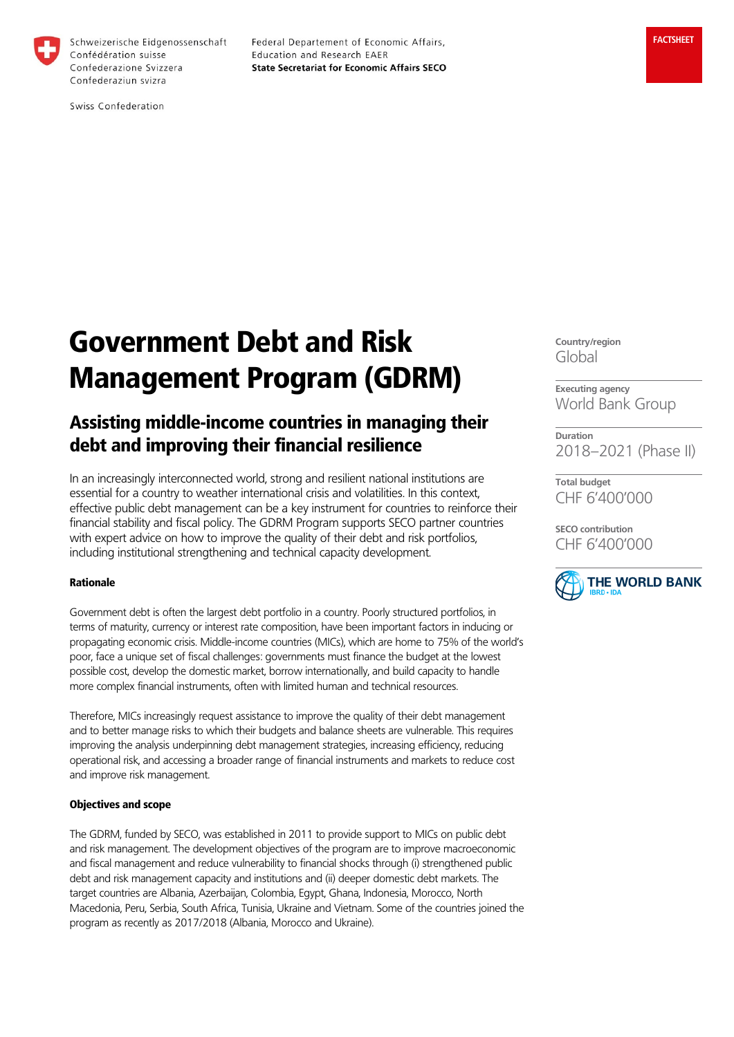Schweizerische Eidgenossenschaft
Confédération suisse
Confederazione Svizzera
Confederaziun svizra

Swiss Confederation

Federal Departement of Economic Affairs,
Education and Research EAER
**State Secretariat for Economic Affairs SECO**

**FACTSHEET**

# Government Debt and Risk Management Program (GDRM)

## Assisting middle-income countries in managing their debt and improving their financial resilience

In an increasingly interconnected world, strong and resilient national institutions are essential for a country to weather international crisis and volatilities. In this context, effective public debt management can be a key instrument for countries to reinforce their financial stability and fiscal policy. The GDRM Program supports SECO partner countries with expert advice on how to improve the quality of their debt and risk portfolios, including institutional strengthening and technical capacity development.

**Country/region**
Global

**Executing agency**
World Bank Group

**Duration**
2018–2021 (Phase II)

**Total budget**
CHF 6'400'000

**SECO contribution**
CHF 6'400'000

THE WORLD BANK
IBRD • IDA

#### Rationale

Government debt is often the largest debt portfolio in a country. Poorly structured portfolios, in terms of maturity, currency or interest rate composition, have been important factors in inducing or propagating economic crisis. Middle-income countries (MICs), which are home to 75% of the world's poor, face a unique set of fiscal challenges: governments must finance the budget at the lowest possible cost, develop the domestic market, borrow internationally, and build capacity to handle more complex financial instruments, often with limited human and technical resources.

Therefore, MICs increasingly request assistance to improve the quality of their debt management and to better manage risks to which their budgets and balance sheets are vulnerable. This requires improving the analysis underpinning debt management strategies, increasing efficiency, reducing operational risk, and accessing a broader range of financial instruments and markets to reduce cost and improve risk management.

#### Objectives and scope

The GDRM, funded by SECO, was established in 2011 to provide support to MICs on public debt and risk management. The development objectives of the program are to improve macroeconomic and fiscal management and reduce vulnerability to financial shocks through (i) strengthened public debt and risk management capacity and institutions and (ii) deeper domestic debt markets. The target countries are Albania, Azerbaijan, Colombia, Egypt, Ghana, Indonesia, Morocco, North Macedonia, Peru, Serbia, South Africa, Tunisia, Ukraine and Vietnam. Some of the countries joined the program as recently as 2017/2018 (Albania, Morocco and Ukraine).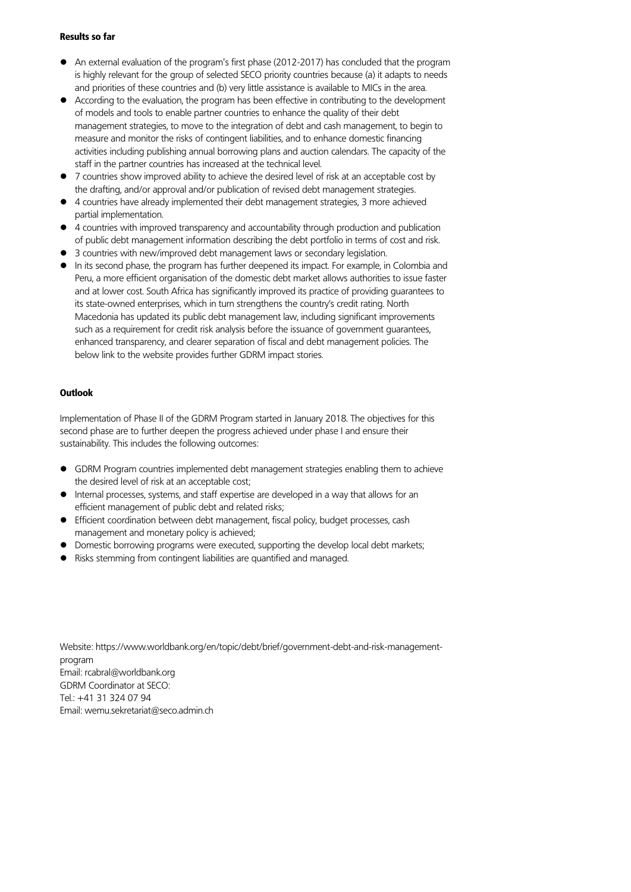**Results so far**

- An external evaluation of the program's first phase (2012-2017) has concluded that the program is highly relevant for the group of selected SECO priority countries because (a) it adapts to needs and priorities of these countries and (b) very little assistance is available to MICs in the area.
- According to the evaluation, the program has been effective in contributing to the development of models and tools to enable partner countries to enhance the quality of their debt management strategies, to move to the integration of debt and cash management, to begin to measure and monitor the risks of contingent liabilities, and to enhance domestic financing activities including publishing annual borrowing plans and auction calendars. The capacity of the staff in the partner countries has increased at the technical level.
- 7 countries show improved ability to achieve the desired level of risk at an acceptable cost by the drafting, and/or approval and/or publication of revised debt management strategies.
- 4 countries have already implemented their debt management strategies, 3 more achieved partial implementation.
- 4 countries with improved transparency and accountability through production and publication of public debt management information describing the debt portfolio in terms of cost and risk.
- 3 countries with new/improved debt management laws or secondary legislation.
- In its second phase, the program has further deepened its impact. For example, in Colombia and Peru, a more efficient organisation of the domestic debt market allows authorities to issue faster and at lower cost. South Africa has significantly improved its practice of providing guarantees to its state-owned enterprises, which in turn strengthens the country's credit rating. North Macedonia has updated its public debt management law, including significant improvements such as a requirement for credit risk analysis before the issuance of government guarantees, enhanced transparency, and clearer separation of fiscal and debt management policies. The below link to the website provides further GDRM impact stories.

**Outlook**

Implementation of Phase II of the GDRM Program started in January 2018. The objectives for this second phase are to further deepen the progress achieved under phase I and ensure their sustainability. This includes the following outcomes:

- GDRM Program countries implemented debt management strategies enabling them to achieve the desired level of risk at an acceptable cost;
- Internal processes, systems, and staff expertise are developed in a way that allows for an efficient management of public debt and related risks;
- Efficient coordination between debt management, fiscal policy, budget processes, cash management and monetary policy is achieved;
- Domestic borrowing programs were executed, supporting the develop local debt markets;
- Risks stemming from contingent liabilities are quantified and managed.

Website: https://www.worldbank.org/en/topic/debt/brief/government-debt-and-risk-management-program
Email: rcabral@worldbank.org
GDRM Coordinator at SECO:
Tel.: +41 31 324 07 94
Email: wemu.sekretariat@seco.admin.ch